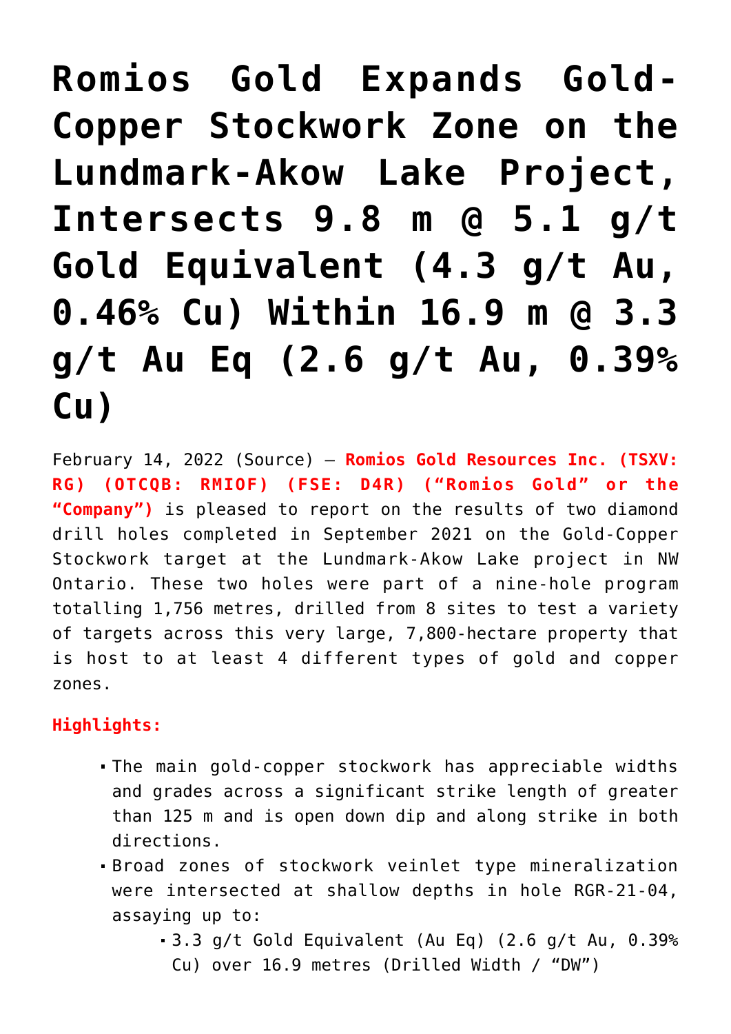# Romios Gold Expands Gold-Copper Stockwork Zone on the Lundmark-Akow Lake Project, Intersects 9.8 m @ 5.1 g/t Gold Equivalent (4.3 g/t Au, 0.46% Cu) Within 16.9 m @ 3.3 g/t Au Eq (2.6 g/t Au, 0.39% Cu)

February 14, 2022 (Source) – **Romios Gold Resources Inc. (TSXV: RG) (OTCQB: RMIOF) (FSE: D4R) ("Romios Gold" or the "Company")** is pleased to report on the results of two diamond drill holes completed in September 2021 on the Gold-Copper Stockwork target at the Lundmark-Akow Lake project in NW Ontario. These two holes were part of a nine-hole program totalling 1,756 metres, drilled from 8 sites to test a variety of targets across this very large, 7,800-hectare property that is host to at least 4 different types of gold and copper zones.

**Highlights:**

- The main gold-copper stockwork has appreciable widths and grades across a significant strike length of greater than 125 m and is open down dip and along strike in both directions.
- Broad zones of stockwork veinlet type mineralization were intersected at shallow depths in hole RGR-21-04, assaying up to:
  - 3.3 g/t Gold Equivalent (Au Eq) (2.6 g/t Au, 0.39% Cu) over 16.9 metres (Drilled Width / "DW")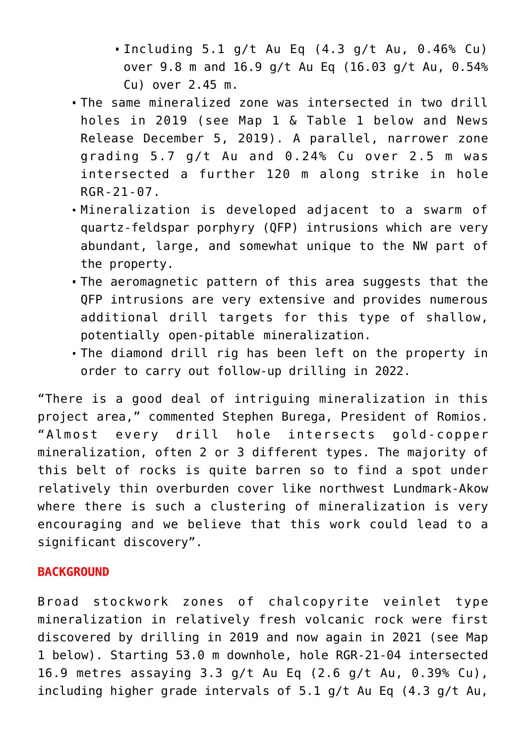- Including 5.1 g/t Au Eq (4.3 g/t Au, 0.46% Cu) over 9.8 m and 16.9 g/t Au Eq (16.03 g/t Au, 0.54% Cu) over 2.45 m.
- The same mineralized zone was intersected in two drill holes in 2019 (see Map 1 & Table 1 below and News Release December 5, 2019). A parallel, narrower zone grading 5.7 g/t Au and 0.24% Cu over 2.5 m was intersected a further 120 m along strike in hole RGR-21-07.
- Mineralization is developed adjacent to a swarm of quartz-feldspar porphyry (QFP) intrusions which are very abundant, large, and somewhat unique to the NW part of the property.
- The aeromagnetic pattern of this area suggests that the QFP intrusions are very extensive and provides numerous additional drill targets for this type of shallow, potentially open-pitable mineralization.
- The diamond drill rig has been left on the property in order to carry out follow-up drilling in 2022.

"There is a good deal of intriguing mineralization in this project area," commented Stephen Burega, President of Romios. "Almost every drill hole intersects gold-copper mineralization, often 2 or 3 different types. The majority of this belt of rocks is quite barren so to find a spot under relatively thin overburden cover like northwest Lundmark-Akow where there is such a clustering of mineralization is very encouraging and we believe that this work could lead to a significant discovery".

## BACKGROUND

Broad stockwork zones of chalcopyrite veinlet type mineralization in relatively fresh volcanic rock were first discovered by drilling in 2019 and now again in 2021 (see Map 1 below). Starting 53.0 m downhole, hole RGR-21-04 intersected 16.9 metres assaying 3.3 g/t Au Eq (2.6 g/t Au, 0.39% Cu), including higher grade intervals of 5.1 g/t Au Eq (4.3 g/t Au,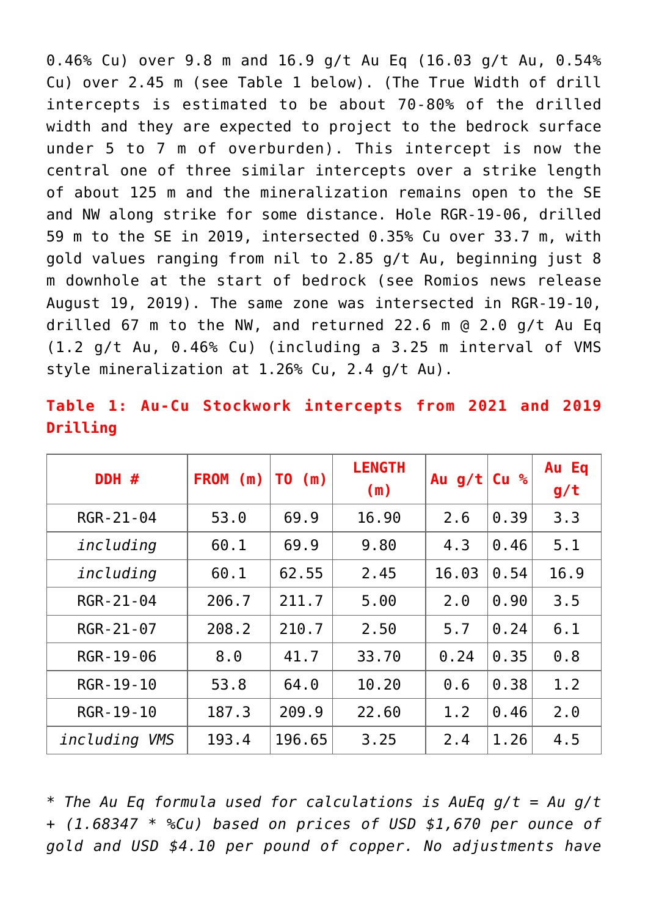0.46% Cu) over 9.8 m and 16.9 g/t Au Eq (16.03 g/t Au, 0.54% Cu) over 2.45 m (see Table 1 below). (The True Width of drill intercepts is estimated to be about 70-80% of the drilled width and they are expected to project to the bedrock surface under 5 to 7 m of overburden). This intercept is now the central one of three similar intercepts over a strike length of about 125 m and the mineralization remains open to the SE and NW along strike for some distance. Hole RGR-19-06, drilled 59 m to the SE in 2019, intersected 0.35% Cu over 33.7 m, with gold values ranging from nil to 2.85 g/t Au, beginning just 8 m downhole at the start of bedrock (see Romios news release August 19, 2019). The same zone was intersected in RGR-19-10, drilled 67 m to the NW, and returned 22.6 m @ 2.0 g/t Au Eq (1.2 g/t Au, 0.46% Cu) (including a 3.25 m interval of VMS style mineralization at 1.26% Cu, 2.4 g/t Au).

**Table 1: Au-Cu Stockwork intercepts from 2021 and 2019 Drilling**

| DDH # | FROM (m) | TO (m) | LENGTH (m) | Au g/t | Cu % | Au Eq g/t |
|---|---|---|---|---|---|---|
| RGR-21-04 | 53.0 | 69.9 | 16.90 | 2.6 | 0.39 | 3.3 |
| *including* | 60.1 | 69.9 | 9.80 | 4.3 | 0.46 | 5.1 |
| *including* | 60.1 | 62.55 | 2.45 | 16.03 | 0.54 | 16.9 |
| RGR-21-04 | 206.7 | 211.7 | 5.00 | 2.0 | 0.90 | 3.5 |
| RGR-21-07 | 208.2 | 210.7 | 2.50 | 5.7 | 0.24 | 6.1 |
| RGR-19-06 | 8.0 | 41.7 | 33.70 | 0.24 | 0.35 | 0.8 |
| RGR-19-10 | 53.8 | 64.0 | 10.20 | 0.6 | 0.38 | 1.2 |
| RGR-19-10 | 187.3 | 209.9 | 22.60 | 1.2 | 0.46 | 2.0 |
| *including VMS* | 193.4 | 196.65 | 3.25 | 2.4 | 1.26 | 4.5 |

*\* The Au Eq formula used for calculations is AuEq g/t = Au g/t + (1.68347 \* %Cu) based on prices of USD $1,670 per ounce of gold and USD $4.10 per pound of copper. No adjustments have*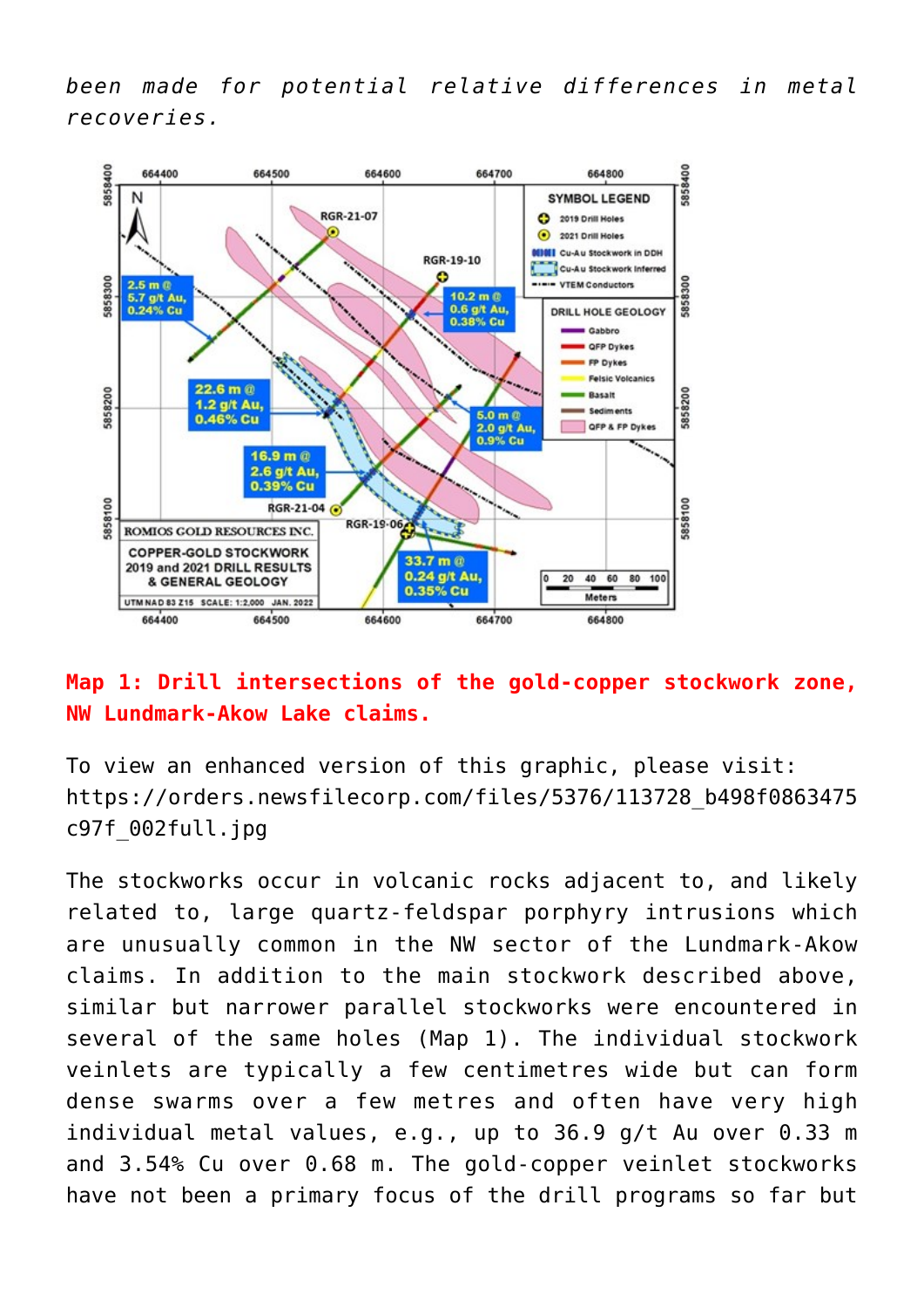*been made for potential relative differences in metal recoveries.*

**Map 1: Drill intersections of the gold-copper stockwork zone, NW Lundmark-Akow Lake claims.**

To view an enhanced version of this graphic, please visit:
https://orders.newsfilecorp.com/files/5376/113728_b498f0863475c97f_002full.jpg

The stockworks occur in volcanic rocks adjacent to, and likely related to, large quartz-feldspar porphyry intrusions which are unusually common in the NW sector of the Lundmark-Akow claims. In addition to the main stockwork described above, similar but narrower parallel stockworks were encountered in several of the same holes (Map 1). The individual stockwork veinlets are typically a few centimetres wide but can form dense swarms over a few metres and often have very high individual metal values, e.g., up to 36.9 g/t Au over 0.33 m and 3.54% Cu over 0.68 m. The gold-copper veinlet stockworks have not been a primary focus of the drill programs so far but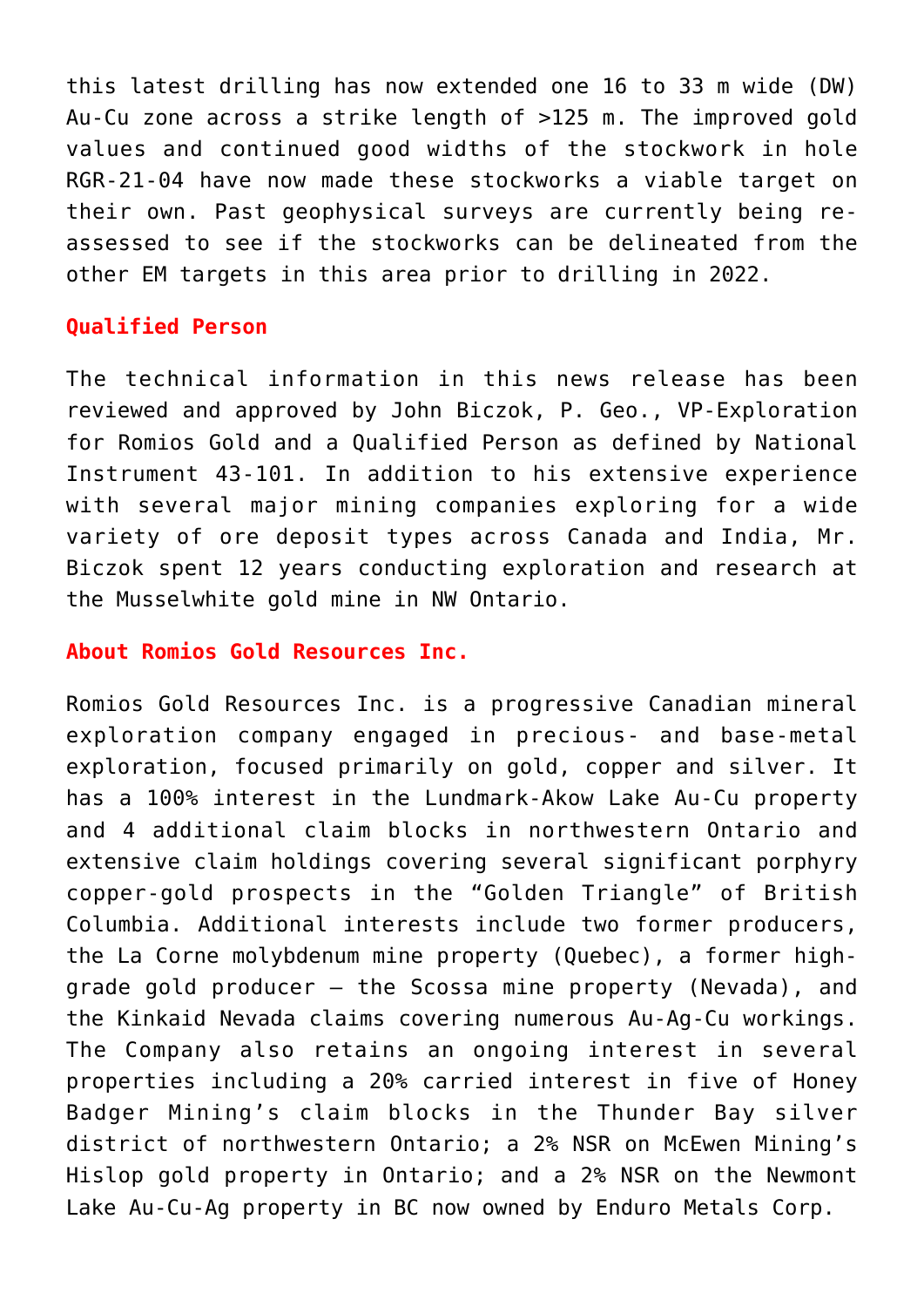this latest drilling has now extended one 16 to 33 m wide (DW) Au-Cu zone across a strike length of >125 m. The improved gold values and continued good widths of the stockwork in hole RGR-21-04 have now made these stockworks a viable target on their own. Past geophysical surveys are currently being re-assessed to see if the stockworks can be delineated from the other EM targets in this area prior to drilling in 2022.

## Qualified Person

The technical information in this news release has been reviewed and approved by John Biczok, P. Geo., VP-Exploration for Romios Gold and a Qualified Person as defined by National Instrument 43-101. In addition to his extensive experience with several major mining companies exploring for a wide variety of ore deposit types across Canada and India, Mr. Biczok spent 12 years conducting exploration and research at the Musselwhite gold mine in NW Ontario.

## About Romios Gold Resources Inc.

Romios Gold Resources Inc. is a progressive Canadian mineral exploration company engaged in precious- and base-metal exploration, focused primarily on gold, copper and silver. It has a 100% interest in the Lundmark-Akow Lake Au-Cu property and 4 additional claim blocks in northwestern Ontario and extensive claim holdings covering several significant porphyry copper-gold prospects in the "Golden Triangle" of British Columbia. Additional interests include two former producers, the La Corne molybdenum mine property (Quebec), a former high-grade gold producer – the Scossa mine property (Nevada), and the Kinkaid Nevada claims covering numerous Au-Ag-Cu workings. The Company also retains an ongoing interest in several properties including a 20% carried interest in five of Honey Badger Mining's claim blocks in the Thunder Bay silver district of northwestern Ontario; a 2% NSR on McEwen Mining's Hislop gold property in Ontario; and a 2% NSR on the Newmont Lake Au-Cu-Ag property in BC now owned by Enduro Metals Corp.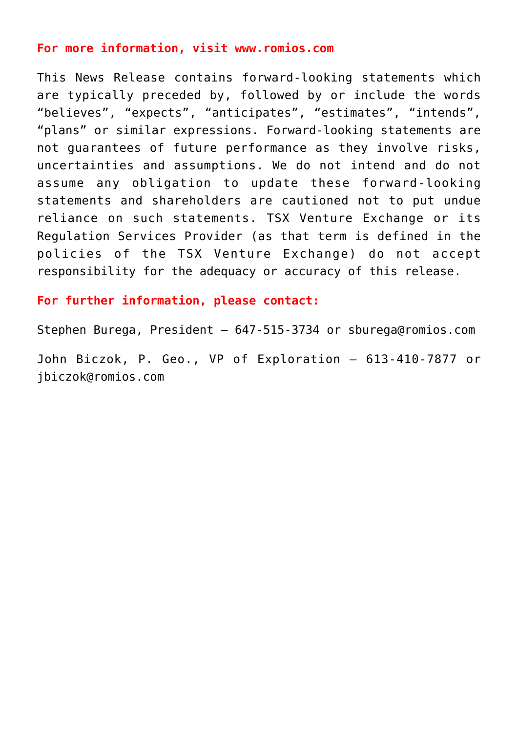**For more information, visit www.romios.com**

This News Release contains forward-looking statements which are typically preceded by, followed by or include the words "believes", "expects", "anticipates", "estimates", "intends", "plans" or similar expressions. Forward-looking statements are not guarantees of future performance as they involve risks, uncertainties and assumptions. We do not intend and do not assume any obligation to update these forward-looking statements and shareholders are cautioned not to put undue reliance on such statements. TSX Venture Exchange or its Regulation Services Provider (as that term is defined in the policies of the TSX Venture Exchange) do not accept responsibility for the adequacy or accuracy of this release.

**For further information, please contact:**

Stephen Burega, President – 647-515-3734 or sburega@romios.com

John Biczok, P. Geo., VP of Exploration – 613-410-7877 or jbiczok@romios.com